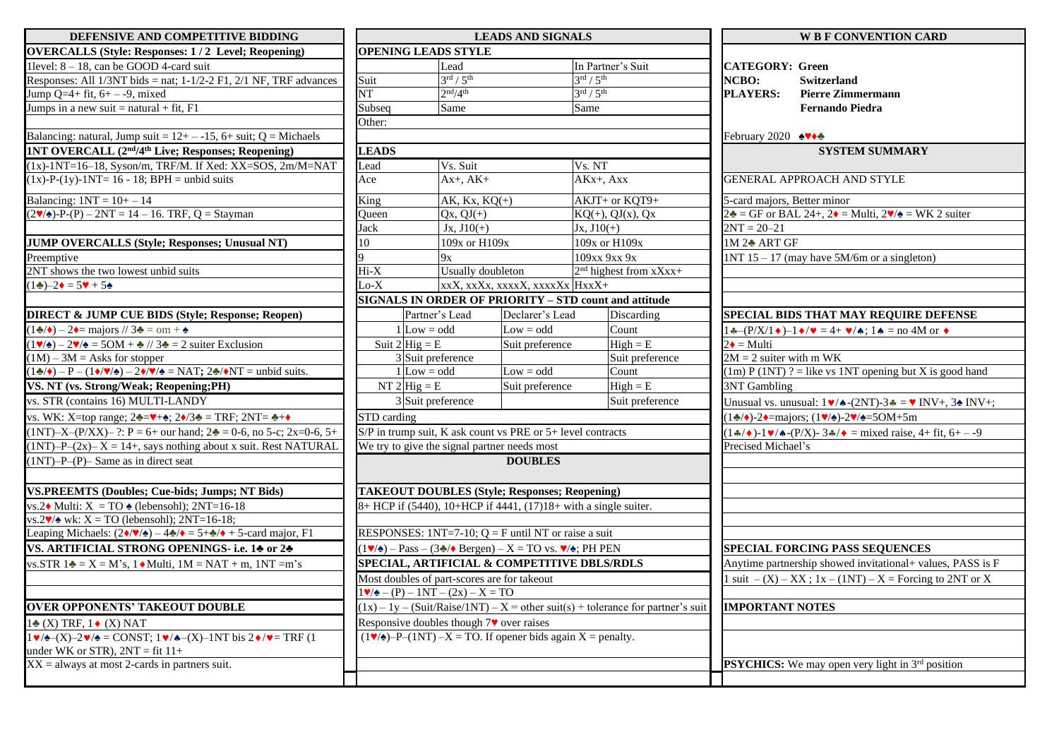# DEFENSIVE AND COMPETITIVE BIDDING

## OVERCALLS (Style: Responses: 1 / 2 Level; Reopening)

1level: 8 – 18, can be GOOD 4-card suit

Responses: All 1/3NT bids = nat; 1-1/2-2 F1, 2/1 NF, TRF advances

Jump Q=4+ fit, 6+ – -9, mixed

Jumps in a new suit = natural + fit, F1

Balancing: natural, Jump suit = 12+ – -15, 6+ suit; Q = Michaels

## 1NT OVERCALL (2nd/4th Live; Responses; Reopening)

(1x)-1NT=16–18, Syson/m, TRF/M. If Xed: XX=SOS, 2m/M=NAT

(1x)-P-(1y)-1NT= 16 - 18; BPH = unbid suits

Balancing: 1NT = 10+ – 14

(2♥/♠)-P-(P) – 2NT = 14 – 16. TRF, Q = Stayman

## JUMP OVERCALLS (Style; Responses; Unusual NT)

Preemptive

2NT shows the two lowest unbid suits

(1♣)–2♦ = 5♥ + 5♠

## DIRECT & JUMP CUE BIDS (Style; Response; Reopen)

(1♣/♦) – 2♦= majors // 3♣ = om + ♠

(1♥/♠) – 2♥/♠ = 5OM + ♣ // 3♣ = 2 suiter Exclusion

(1M) – 3M = Asks for stopper

(1♣/♦) – P – (1♦/♥/♠) – 2♦/♥/♠ = NAT; 2♣/♦NT = unbid suits.

## VS. NT (vs. Strong/Weak; Reopening;PH)

vs. STR (contains 16) MULTI-LANDY

vs. WK: X=top range; 2♣=♥+♠; 2♦/3♣ = TRF; 2NT= ♣+♦

(1NT)–X–(P/XX)– ?: P = 6+ our hand; 2♣ = 0-6, no 5-c; 2x=0-6, 5+

(1NT)–P–(2x)– X = 14+, says nothing about x suit. Rest NATURAL

(1NT)–P–(P)– Same as in direct seat

## VS.PREEMTS (Doubles; Cue-bids; Jumps; NT Bids)

vs.2♦ Multi: X = TO ♠ (lebensohl); 2NT=16-18

vs.2♥/♠ wk: X = TO (lebensohl); 2NT=16-18;

Leaping Michaels: (2♦/♥/♠) – 4♣/♦ = 5+♣/♦ + 5-card major, F1

## VS. ARTIFICIAL STRONG OPENINGS- i.e. 1♣ or 2♣

vs.STR 1♣ = X = M's, 1♦Multi, 1M = NAT + m, 1NT =m's

## OVER OPPONENTS' TAKEOUT DOUBLE

1♣ (X) TRF, 1♦ (X) NAT

1♥/♠–(X)–2♥/♠ = CONST; 1♥/♠–(X)–1NT bis 2♦/♥= TRF (1 under WK or STR), 2NT = fit 11+

XX = always at most 2-cards in partners suit.

# LEADS AND SIGNALS

## OPENING LEADS STYLE

| | Lead | In Partner's Suit |
|---|---|---|
| Suit | 3rd / 5th | 3rd / 5th |
| NT | 2nd/4th | 3rd / 5th |
| Subseq | Same | Same |
| Other: | | |

## LEADS

| Lead | Vs. Suit | Vs. NT |
|---|---|---|
| Ace | Ax+, AK+ | AKx+, Axx |
| King | AK, Kx, KQ(+) | AKJT+ or KQT9+ |
| Queen | Qx, QJ(+) | KQ(+), QJ(x), Qx |
| Jack | Jx, J10(+) | Jx, J10(+) |
| 10 | 109x or H109x | 109x or H109x |
| 9 | 9x | 109xx 9xx 9x |
| Hi-X | Usually doubleton | 2nd highest from xXxx+ |
| Lo-X | xxX, xxXx, xxxxX, xxxxXx | HxxX+ |

## SIGNALS IN ORDER OF PRIORITY – STD count and attitude

| | | Partner's Lead | Declarer's Lead | Discarding |
|---|---|---|---|---|
| | 1 | Low = odd | Low = odd | Count |
| Suit | 2 | Hig = E | Suit preference | High = E |
| | 3 | Suit preference | | Suit preference |
| | 1 | Low = odd | Low = odd | Count |
| NT | 2 | Hig = E | Suit preference | High = E |
| | 3 | Suit preference | | Suit preference |

STD carding

S/P in trump suit, K ask count vs PRE or 5+ level contracts

We try to give the signal partner needs most

# DOUBLES

## TAKEOUT DOUBLES (Style; Responses; Reopening)

8+ HCP if (5440), 10+HCP if 4441, (17)18+ with a single suiter.

RESPONSES: 1NT=7-10; Q = F until NT or raise a suit

(1♥/♠) – Pass – (3♣/♦ Bergen) – X = TO vs. ♥/♠; PH PEN

## SPECIAL, ARTIFICIAL & COMPETITIVE DBLS/RDLS

Most doubles of part-scores are for takeout

1♥/♠ – (P) – 1NT – (2x) – X = TO

(1x) – 1y – (Suit/Raise/1NT) – X = other suit(s) + tolerance for partner's suit

Responsive doubles though 7♥ over raises

(1♥/♠)–P–(1NT) –X = TO. If opener bids again X = penalty.

# W B F CONVENTION CARD

**CATEGORY:** Green

**NCBO:** Switzerland

**PLAYERS:** Pierre Zimmermann
Fernando Piedra

February 2020 ♠♥♦♣

## SYSTEM SUMMARY

### GENERAL APPROACH AND STYLE

5-card majors, Better minor

2♣ = GF or BAL 24+, 2♦ = Multi, 2♥/♠ = WK 2 suiter

2NT = 20–21

1M 2♣ ART GF

1NT 15 – 17 (may have 5M/6m or a singleton)

## SPECIAL BIDS THAT MAY REQUIRE DEFENSE

1♣–(P/X/1♦)–1♦/♥ = 4+ ♥/♠; 1♠ = no 4M or ♦

2♦ = Multi

2M = 2 suiter with m WK

(1m) P (1NT) ? = like vs 1NT opening but X is good hand

3NT Gambling

Unusual vs. unusual: 1♥/♠-(2NT)-3♣ = ♥ INV+, 3♠ INV+;

(1♣/♦)-2♦=majors; (1♥/♠)-2♥/♠=5OM+5m

(1♣/♦)-1♥/♠-(P/X)- 3♣/♦ = mixed raise, 4+ fit, 6+ – -9

Precised Michael's

## SPECIAL FORCING PASS SEQUENCES

Anytime partnership showed invitational+ values, PASS is F

1 suit – (X) – XX ; 1x – (1NT) – X = Forcing to 2NT or X

## IMPORTANT NOTES

**PSYCHICS:** We may open very light in 3rd position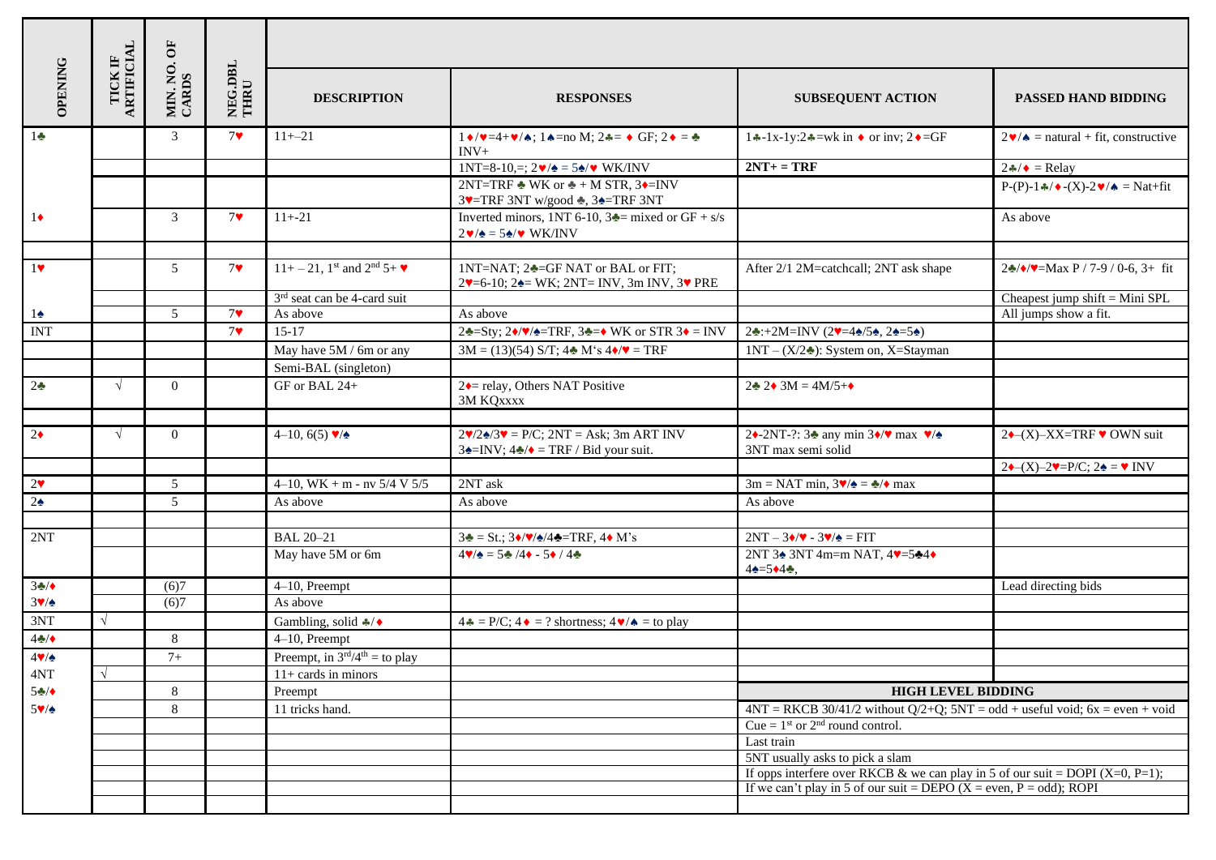| OPENING | TICK IF ARTIFICIAL | MIN. NO. OF CARDS | NEG.DBL THRU | DESCRIPTION | RESPONSES | SUBSEQUENT ACTION | PASSED HAND BIDDING |
|---|---|---|---|---|---|---|---|
| 1♣ | | 3 | 7♥ | 11+–21 | 1♦/♥=4+♥/♠; 1♠=no M; 2♣= ♦ GF; 2♦ = ♣ INV+ | 1♣-1x-1y:2♣=wk in ♦ or inv; 2♦=GF | 2♥/♠ = natural + fit, constructive |
| | | | | | 1NT=8-10,=; 2♥/♠ = 5♠/♥ WK/INV | **2NT+ = TRF** | 2♣/♦ = Relay |
| | | | | | 2NT=TRF ♣ WK or ♣ + M STR, 3♦=INV 3♥=TRF 3NT w/good ♣, 3♠=TRF 3NT | | P-(P)-1♣/♦-(X)-2♥/♠ = Nat+fit |
| 1♦ | | 3 | 7♥ | 11+-21 | Inverted minors, 1NT 6-10, 3♣= mixed or GF + s/s 2♥/♠ = 5♠/♥ WK/INV | | As above |
| | | | | | | | |
| 1♥ | | 5 | 7♥ | 11+ – 21, 1st and 2nd 5+ ♥ | 1NT=NAT; 2♣=GF NAT or BAL or FIT; 2♥=6-10; 2♠= WK; 2NT= INV, 3m INV, 3♥ PRE | After 2/1 2M=catchcall; 2NT ask shape | 2♣/♦/♥=Max P / 7-9 / 0-6, 3+ fit |
| | | | | 3rd seat can be 4-card suit | | | Cheapest jump shift = Mini SPL |
| 1♠ | | 5 | 7♥ | As above | As above | | All jumps show a fit. |
| INT | | | 7♥ | 15-17 | 2♣=Sty; 2♦/♥/♠=TRF, 3♣=♦ WK or STR 3♦ = INV | 2♣:+2M=INV (2♥=4♠/5♠, 2♠=5♠) | |
| | | | | May have 5M / 6m or any | 3M = (13)(54) S/T; 4♣ M's 4♦/♥ = TRF | 1NT – (X/2♣): System on, X=Stayman | |
| | | | | Semi-BAL (singleton) | | | |
| 2♣ | √ | 0 | | GF or BAL 24+ | 2♦= relay, Others NAT Positive 3M KQxxxx | 2♣ 2♦ 3M = 4M/5+♦ | |
| | | | | | | | |
| 2♦ | √ | 0 | | 4–10, 6(5) ♥/♠ | 2♥/2♠/3♥ = P/C; 2NT = Ask; 3m ART INV 3♠=INV; 4♣/♦ = TRF / Bid your suit. | 2♦-2NT-?: 3♣ any min 3♦/♥ max ♥/♠ 3NT max semi solid | 2♦–(X)–XX=TRF ♥ OWN suit |
| | | | | | | | 2♦–(X)–2♥=P/C; 2♠ = ♥ INV |
| 2♥ | | 5 | | 4–10, WK + m - nv 5/4 V 5/5 | 2NT ask | 3m = NAT min, 3♥/♠ = ♣/♦ max | |
| 2♠ | | 5 | | As above | As above | As above | |
| | | | | | | | |
| 2NT | | | | BAL 20–21 | 3♣ = St.; 3♦/♥/♠/4♣=TRF, 4♦ M's | 2NT – 3♦/♥ - 3♥/♠ = FIT | |
| | | | | May have 5M or 6m | 4♥/♠ = 5♣ /4♦ - 5♦ / 4♣ | 2NT 3♠ 3NT 4m=m NAT, 4♥=5♣4♦ 4♠=5♦4♣, | |
| 3♣/♦ | | (6)7 | | 4–10, Preempt | | | Lead directing bids |
| 3♥/♠ | | (6)7 | | As above | | | |
| 3NT | √ | | | Gambling, solid ♣/♦ | 4♣ = P/C; 4♦ = ? shortness; 4♥/♠ = to play | | |
| 4♣/♦ | | 8 | | 4–10, Preempt | | | |
| 4♥/♠ | | 7+ | | Preempt, in 3rd/4th = to play | | | |
| 4NT | √ | | | 11+ cards in minors | | | |
| 5♣/♦ | | 8 | | Preempt | | **HIGH LEVEL BIDDING** | |
| 5♥/♠ | | 8 | | 11 tricks hand. | | 4NT = RKCB 30/41/2 without Q/2+Q; 5NT = odd + useful void; 6x = even + void | |
| | | | | | | Cue = 1st or 2nd round control. | |
| | | | | | | Last train | |
| | | | | | | 5NT usually asks to pick a slam | |
| | | | | | | If opps interfere over RKCB & we can play in 5 of our suit = DOPI (X=0, P=1); | |
| | | | | | | If we can't play in 5 of our suit = DEPO (X = even, P = odd); ROPI | |